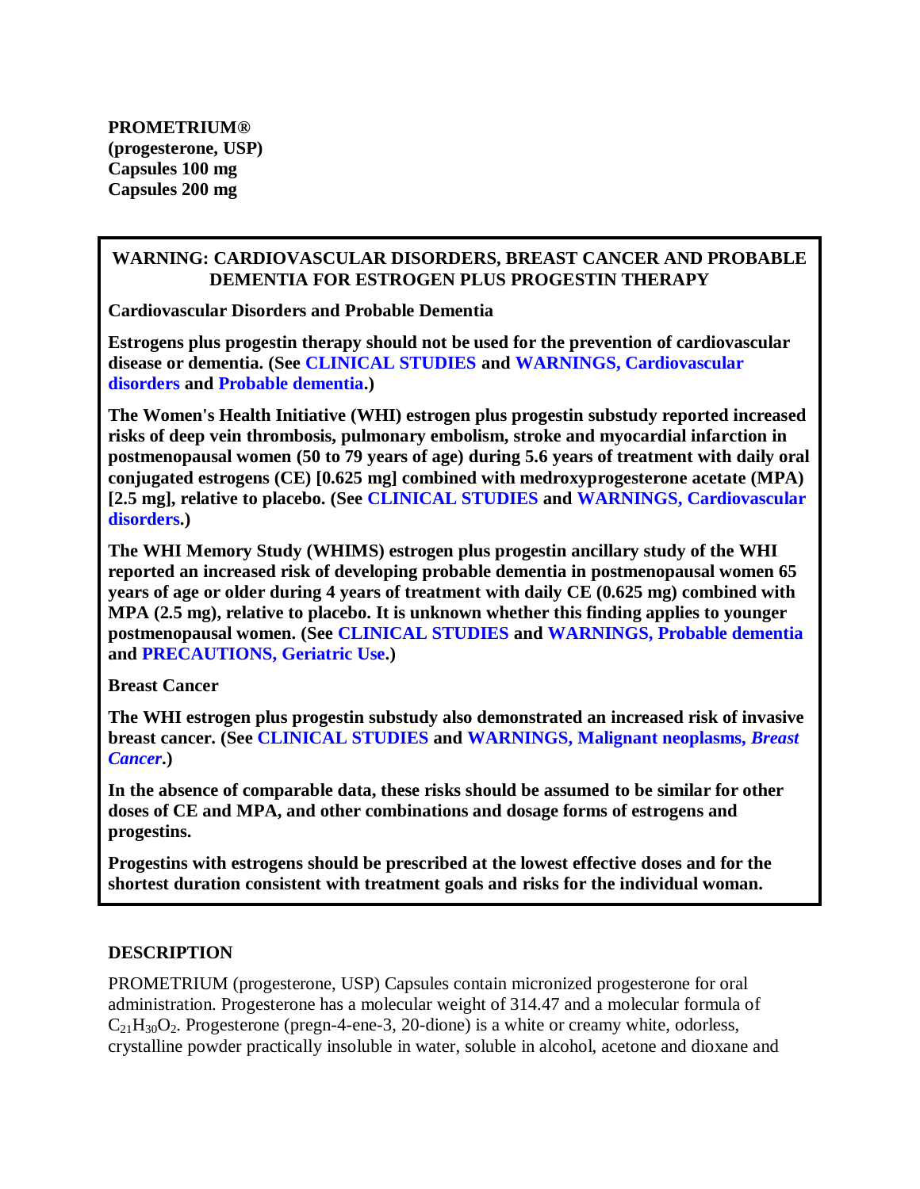**PROMETRIUM®**
**(progesterone, USP)**
**Capsules 100 mg**
**Capsules 200 mg**

## WARNING: CARDIOVASCULAR DISORDERS, BREAST CANCER AND PROBABLE DEMENTIA FOR ESTROGEN PLUS PROGESTIN THERAPY

**Cardiovascular Disorders and Probable Dementia**

**Estrogens plus progestin therapy should not be used for the prevention of cardiovascular disease or dementia. (See CLINICAL STUDIES and WARNINGS, Cardiovascular disorders and Probable dementia.)**

**The Women's Health Initiative (WHI) estrogen plus progestin substudy reported increased risks of deep vein thrombosis, pulmonary embolism, stroke and myocardial infarction in postmenopausal women (50 to 79 years of age) during 5.6 years of treatment with daily oral conjugated estrogens (CE) [0.625 mg] combined with medroxyprogesterone acetate (MPA) [2.5 mg], relative to placebo. (See CLINICAL STUDIES and WARNINGS, Cardiovascular disorders.)**

**The WHI Memory Study (WHIMS) estrogen plus progestin ancillary study of the WHI reported an increased risk of developing probable dementia in postmenopausal women 65 years of age or older during 4 years of treatment with daily CE (0.625 mg) combined with MPA (2.5 mg), relative to placebo. It is unknown whether this finding applies to younger postmenopausal women. (See CLINICAL STUDIES and WARNINGS, Probable dementia and PRECAUTIONS, Geriatric Use.)**

**Breast Cancer**

**The WHI estrogen plus progestin substudy also demonstrated an increased risk of invasive breast cancer. (See CLINICAL STUDIES and WARNINGS, Malignant neoplasms, *Breast Cancer*.)**

**In the absence of comparable data, these risks should be assumed to be similar for other doses of CE and MPA, and other combinations and dosage forms of estrogens and progestins.**

**Progestins with estrogens should be prescribed at the lowest effective doses and for the shortest duration consistent with treatment goals and risks for the individual woman.**

## DESCRIPTION

PROMETRIUM (progesterone, USP) Capsules contain micronized progesterone for oral administration. Progesterone has a molecular weight of 314.47 and a molecular formula of $C_{21}H_{30}O_2$. Progesterone (pregn-4-ene-3, 20-dione) is a white or creamy white, odorless, crystalline powder practically insoluble in water, soluble in alcohol, acetone and dioxane and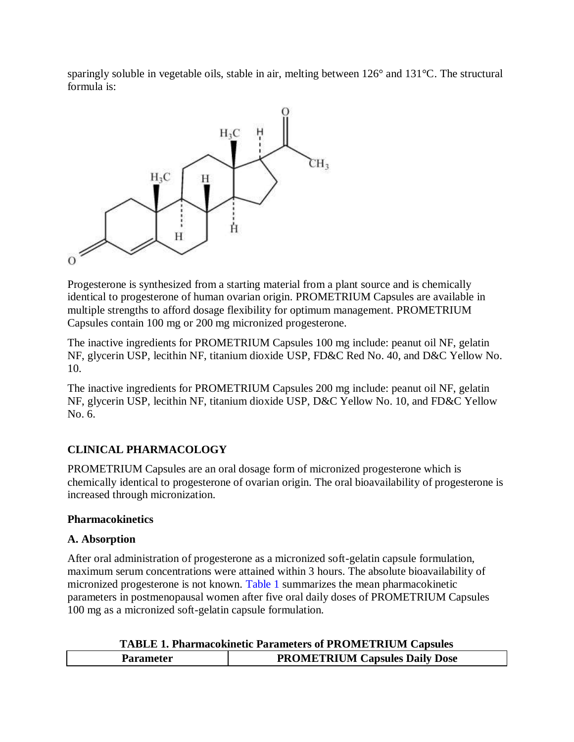sparingly soluble in vegetable oils, stable in air, melting between 126° and 131°C. The structural formula is:

Progesterone is synthesized from a starting material from a plant source and is chemically identical to progesterone of human ovarian origin. PROMETRIUM Capsules are available in multiple strengths to afford dosage flexibility for optimum management. PROMETRIUM Capsules contain 100 mg or 200 mg micronized progesterone.

The inactive ingredients for PROMETRIUM Capsules 100 mg include: peanut oil NF, gelatin NF, glycerin USP, lecithin NF, titanium dioxide USP, FD&C Red No. 40, and D&C Yellow No. 10.

The inactive ingredients for PROMETRIUM Capsules 200 mg include: peanut oil NF, gelatin NF, glycerin USP, lecithin NF, titanium dioxide USP, D&C Yellow No. 10, and FD&C Yellow No. 6.

## CLINICAL PHARMACOLOGY

PROMETRIUM Capsules are an oral dosage form of micronized progesterone which is chemically identical to progesterone of ovarian origin. The oral bioavailability of progesterone is increased through micronization.

### Pharmacokinetics

#### A. Absorption

After oral administration of progesterone as a micronized soft-gelatin capsule formulation, maximum serum concentrations were attained within 3 hours. The absolute bioavailability of micronized progesterone is not known. Table 1 summarizes the mean pharmacokinetic parameters in postmenopausal women after five oral daily doses of PROMETRIUM Capsules 100 mg as a micronized soft-gelatin capsule formulation.

**TABLE 1. Pharmacokinetic Parameters of PROMETRIUM Capsules**

| Parameter | PROMETRIUM Capsules Daily Dose |
|---|---|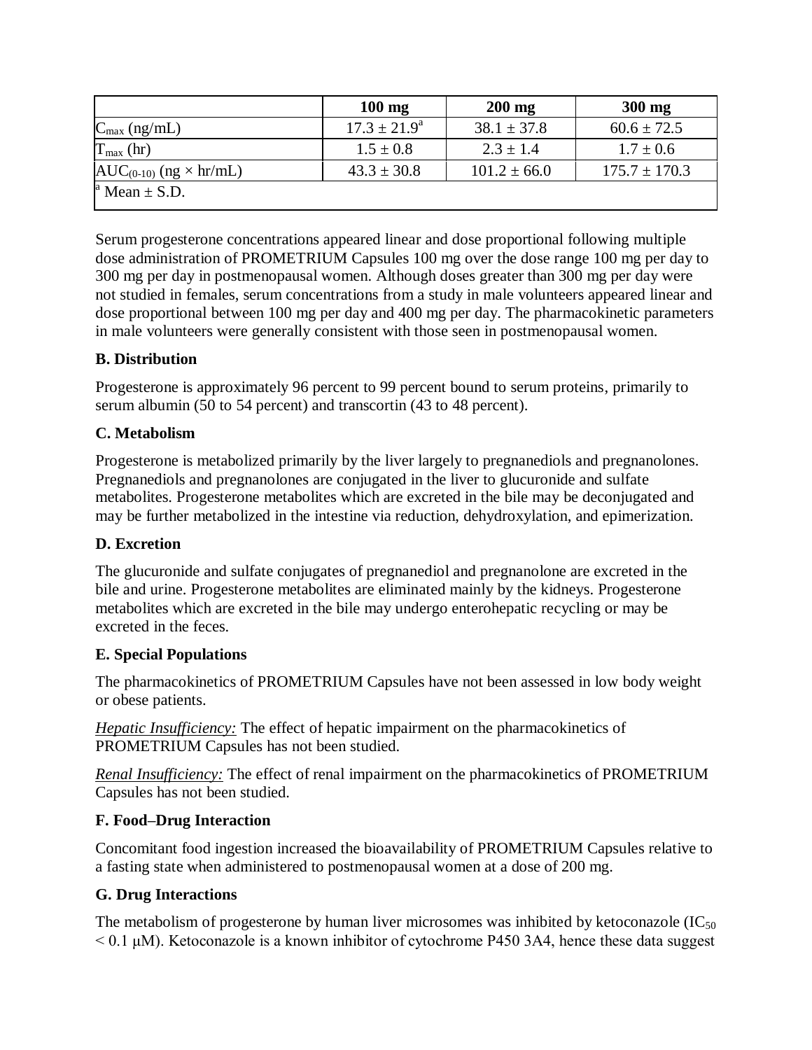| | 100 mg | 200 mg | 300 mg |
|---|---|---|---|
| $C_{max}$ (ng/mL) | 17.3 ± 21.9[a] | 38.1 ± 37.8 | 60.6 ± 72.5 |
| $T_{max}$ (hr) | 1.5 ± 0.8 | 2.3 ± 1.4 | 1.7 ± 0.6 |
| $AUC_{(0-10)}$ (ng × hr/mL) | 43.3 ± 30.8 | 101.2 ± 66.0 | 175.7 ± 170.3 |
| [a] Mean ± S.D. | | | |

Serum progesterone concentrations appeared linear and dose proportional following multiple dose administration of PROMETRIUM Capsules 100 mg over the dose range 100 mg per day to 300 mg per day in postmenopausal women. Although doses greater than 300 mg per day were not studied in females, serum concentrations from a study in male volunteers appeared linear and dose proportional between 100 mg per day and 400 mg per day. The pharmacokinetic parameters in male volunteers were generally consistent with those seen in postmenopausal women.

**B. Distribution**

Progesterone is approximately 96 percent to 99 percent bound to serum proteins, primarily to serum albumin (50 to 54 percent) and transcortin (43 to 48 percent).

**C. Metabolism**

Progesterone is metabolized primarily by the liver largely to pregnanediols and pregnanolones. Pregnanediols and pregnanolones are conjugated in the liver to glucuronide and sulfate metabolites. Progesterone metabolites which are excreted in the bile may be deconjugated and may be further metabolized in the intestine via reduction, dehydroxylation, and epimerization.

**D. Excretion**

The glucuronide and sulfate conjugates of pregnanediol and pregnanolone are excreted in the bile and urine. Progesterone metabolites are eliminated mainly by the kidneys. Progesterone metabolites which are excreted in the bile may undergo enterohepatic recycling or may be excreted in the feces.

**E. Special Populations**

The pharmacokinetics of PROMETRIUM Capsules have not been assessed in low body weight or obese patients.

*Hepatic Insufficiency:* The effect of hepatic impairment on the pharmacokinetics of PROMETRIUM Capsules has not been studied.

*Renal Insufficiency:* The effect of renal impairment on the pharmacokinetics of PROMETRIUM Capsules has not been studied.

**F. Food–Drug Interaction**

Concomitant food ingestion increased the bioavailability of PROMETRIUM Capsules relative to a fasting state when administered to postmenopausal women at a dose of 200 mg.

**G. Drug Interactions**

The metabolism of progesterone by human liver microsomes was inhibited by ketoconazole ($IC_{50}$ $< 0.1$ μM). Ketoconazole is a known inhibitor of cytochrome P450 3A4, hence these data suggest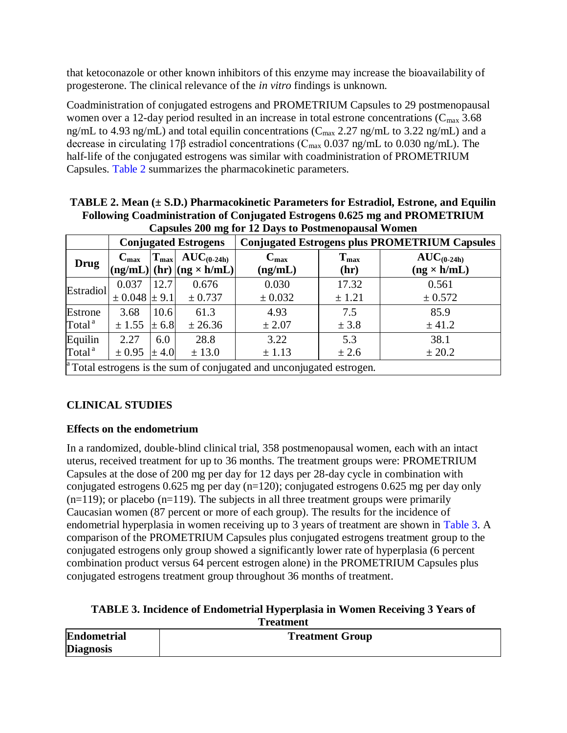that ketoconazole or other known inhibitors of this enzyme may increase the bioavailability of progesterone. The clinical relevance of the *in vitro* findings is unknown.

Coadministration of conjugated estrogens and PROMETRIUM Capsules to 29 postmenopausal women over a 12-day period resulted in an increase in total estrone concentrations ($C_{max}$ 3.68 ng/mL to 4.93 ng/mL) and total equilin concentrations ($C_{max}$ 2.27 ng/mL to 3.22 ng/mL) and a decrease in circulating 17β estradiol concentrations ($C_{max}$ 0.037 ng/mL to 0.030 ng/mL). The half-life of the conjugated estrogens was similar with coadministration of PROMETRIUM Capsules. Table 2 summarizes the pharmacokinetic parameters.

**TABLE 2. Mean (± S.D.) Pharmacokinetic Parameters for Estradiol, Estrone, and Equilin Following Coadministration of Conjugated Estrogens 0.625 mg and PROMETRIUM Capsules 200 mg for 12 Days to Postmenopausal Women**

| | Conjugated Estrogens | | | Conjugated Estrogens plus PROMETRIUM Capsules | | |
|---|---|---|---|---|---|---|
| **Drug** | $C_{max}$ (ng/mL) | $T_{max}$ (hr) | $AUC_{(0-24h)}$ (ng × h/mL) | $C_{max}$ (ng/mL) | $T_{max}$ (hr) | $AUC_{(0-24h)}$ (ng × h/mL) |
| Estradiol | 0.037 ± 0.048 | 12.7 ± 9.1 | 0.676 ± 0.737 | 0.030 ± 0.032 | 17.32 ± 1.21 | 0.561 ± 0.572 |
| Estrone Total[a] | 3.68 ± 1.55 | 10.6 ± 6.8 | 61.3 ± 26.36 | 4.93 ± 2.07 | 7.5 ± 3.8 | 85.9 ± 41.2 |
| Equilin Total[a] | 2.27 ± 0.95 | 6.0 ± 4.0 | 28.8 ± 13.0 | 3.22 ± 1.13 | 5.3 ± 2.6 | 38.1 ± 20.2 |

[a] Total estrogens is the sum of conjugated and unconjugated estrogen.

## CLINICAL STUDIES

### Effects on the endometrium

In a randomized, double-blind clinical trial, 358 postmenopausal women, each with an intact uterus, received treatment for up to 36 months. The treatment groups were: PROMETRIUM Capsules at the dose of 200 mg per day for 12 days per 28-day cycle in combination with conjugated estrogens 0.625 mg per day (n=120); conjugated estrogens 0.625 mg per day only (n=119); or placebo (n=119). The subjects in all three treatment groups were primarily Caucasian women (87 percent or more of each group). The results for the incidence of endometrial hyperplasia in women receiving up to 3 years of treatment are shown in Table 3. A comparison of the PROMETRIUM Capsules plus conjugated estrogens treatment group to the conjugated estrogens only group showed a significantly lower rate of hyperplasia (6 percent combination product versus 64 percent estrogen alone) in the PROMETRIUM Capsules plus conjugated estrogens treatment group throughout 36 months of treatment.

**TABLE 3. Incidence of Endometrial Hyperplasia in Women Receiving 3 Years of Treatment**

| Endometrial Diagnosis | Treatment Group |
|---|---|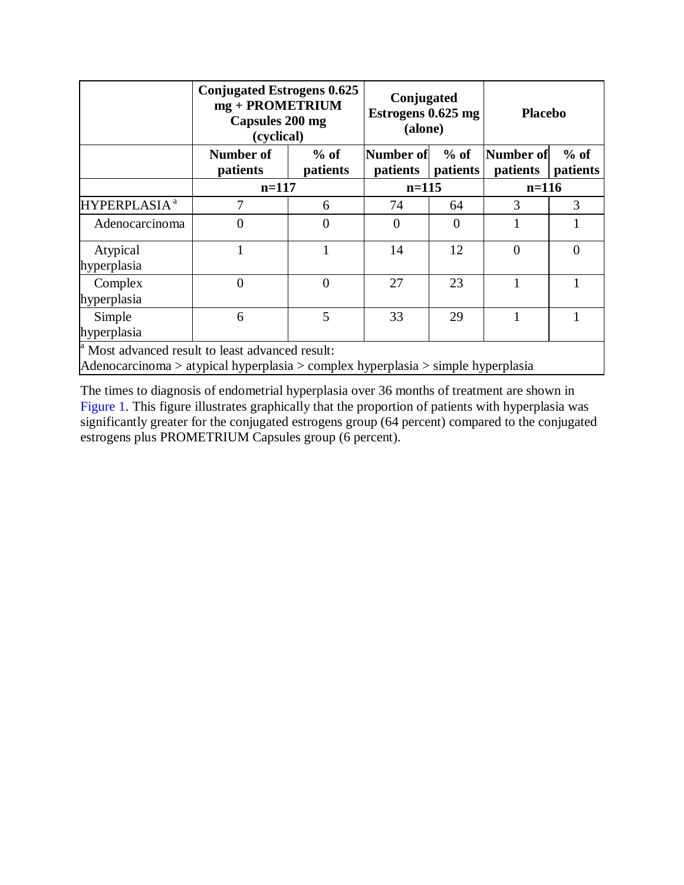| | Conjugated Estrogens 0.625 mg + PROMETRIUM Capsules 200 mg (cyclical) | | Conjugated Estrogens 0.625 mg (alone) | | Placebo | |
|---|---|---|---|---|---|---|
| | Number of patients | % of patients | Number of patients | % of patients | Number of patients | % of patients |
| | n=117 | | n=115 | | n=116 | |
| HYPERPLASIA [a] | 7 | 6 | 74 | 64 | 3 | 3 |
| Adenocarcinoma | 0 | 0 | 0 | 0 | 1 | 1 |
| Atypical hyperplasia | 1 | 1 | 14 | 12 | 0 | 0 |
| Complex hyperplasia | 0 | 0 | 27 | 23 | 1 | 1 |
| Simple hyperplasia | 6 | 5 | 33 | 29 | 1 | 1 |

[a] Most advanced result to least advanced result:
Adenocarcinoma > atypical hyperplasia > complex hyperplasia > simple hyperplasia

The times to diagnosis of endometrial hyperplasia over 36 months of treatment are shown in Figure 1. This figure illustrates graphically that the proportion of patients with hyperplasia was significantly greater for the conjugated estrogens group (64 percent) compared to the conjugated estrogens plus PROMETRIUM Capsules group (6 percent).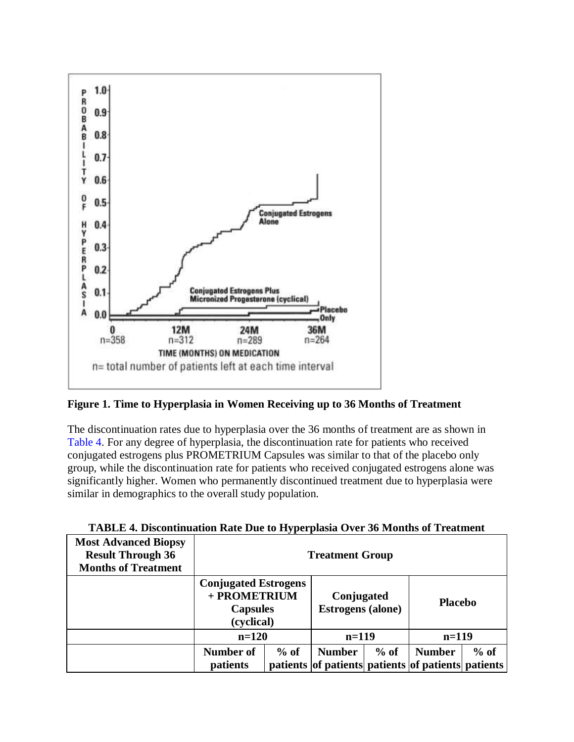**Figure 1. Time to Hyperplasia in Women Receiving up to 36 Months of Treatment**

The discontinuation rates due to hyperplasia over the 36 months of treatment are as shown in Table 4. For any degree of hyperplasia, the discontinuation rate for patients who received conjugated estrogens plus PROMETRIUM Capsules was similar to that of the placebo only group, while the discontinuation rate for patients who received conjugated estrogens alone was significantly higher. Women who permanently discontinued treatment due to hyperplasia were similar in demographics to the overall study population.

**TABLE 4. Discontinuation Rate Due to Hyperplasia Over 36 Months of Treatment**

| Most Advanced Biopsy Result Through 36 Months of Treatment | Treatment Group | | | | | |
|---|---|---|---|---|---|---|
| | Conjugated Estrogens + PROMETRIUM Capsules (cyclical) | | Conjugated Estrogens (alone) | | Placebo | |
| | n=120 | | n=119 | | n=119 | |
| | Number of patients | % of patients | Number of patients | % of patients | Number of patients | % of patients |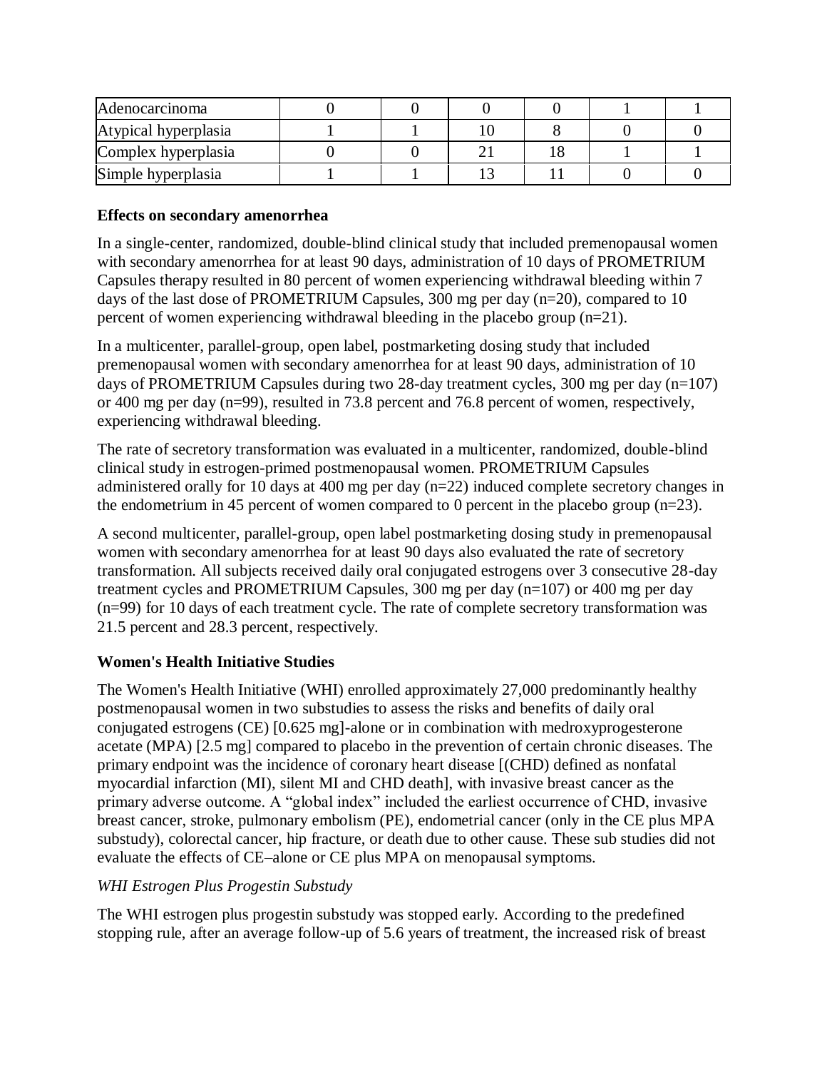| | | | | | | |
|---|---|---|---|---|---|---|
| Adenocarcinoma | 0 | 0 | 0 | 0 | 1 | 1 |
| Atypical hyperplasia | 1 | 1 | 10 | 8 | 0 | 0 |
| Complex hyperplasia | 0 | 0 | 21 | 18 | 1 | 1 |
| Simple hyperplasia | 1 | 1 | 13 | 11 | 0 | 0 |

**Effects on secondary amenorrhea**

In a single-center, randomized, double-blind clinical study that included premenopausal women with secondary amenorrhea for at least 90 days, administration of 10 days of PROMETRIUM Capsules therapy resulted in 80 percent of women experiencing withdrawal bleeding within 7 days of the last dose of PROMETRIUM Capsules, 300 mg per day (n=20), compared to 10 percent of women experiencing withdrawal bleeding in the placebo group (n=21).

In a multicenter, parallel-group, open label, postmarketing dosing study that included premenopausal women with secondary amenorrhea for at least 90 days, administration of 10 days of PROMETRIUM Capsules during two 28-day treatment cycles, 300 mg per day (n=107) or 400 mg per day (n=99), resulted in 73.8 percent and 76.8 percent of women, respectively, experiencing withdrawal bleeding.

The rate of secretory transformation was evaluated in a multicenter, randomized, double-blind clinical study in estrogen-primed postmenopausal women. PROMETRIUM Capsules administered orally for 10 days at 400 mg per day (n=22) induced complete secretory changes in the endometrium in 45 percent of women compared to 0 percent in the placebo group (n=23).

A second multicenter, parallel-group, open label postmarketing dosing study in premenopausal women with secondary amenorrhea for at least 90 days also evaluated the rate of secretory transformation. All subjects received daily oral conjugated estrogens over 3 consecutive 28-day treatment cycles and PROMETRIUM Capsules, 300 mg per day (n=107) or 400 mg per day (n=99) for 10 days of each treatment cycle. The rate of complete secretory transformation was 21.5 percent and 28.3 percent, respectively.

**Women's Health Initiative Studies**

The Women's Health Initiative (WHI) enrolled approximately 27,000 predominantly healthy postmenopausal women in two substudies to assess the risks and benefits of daily oral conjugated estrogens (CE) [0.625 mg]-alone or in combination with medroxyprogesterone acetate (MPA) [2.5 mg] compared to placebo in the prevention of certain chronic diseases. The primary endpoint was the incidence of coronary heart disease [(CHD) defined as nonfatal myocardial infarction (MI), silent MI and CHD death], with invasive breast cancer as the primary adverse outcome. A "global index" included the earliest occurrence of CHD, invasive breast cancer, stroke, pulmonary embolism (PE), endometrial cancer (only in the CE plus MPA substudy), colorectal cancer, hip fracture, or death due to other cause. These sub studies did not evaluate the effects of CE–alone or CE plus MPA on menopausal symptoms.

*WHI Estrogen Plus Progestin Substudy*

The WHI estrogen plus progestin substudy was stopped early. According to the predefined stopping rule, after an average follow-up of 5.6 years of treatment, the increased risk of breast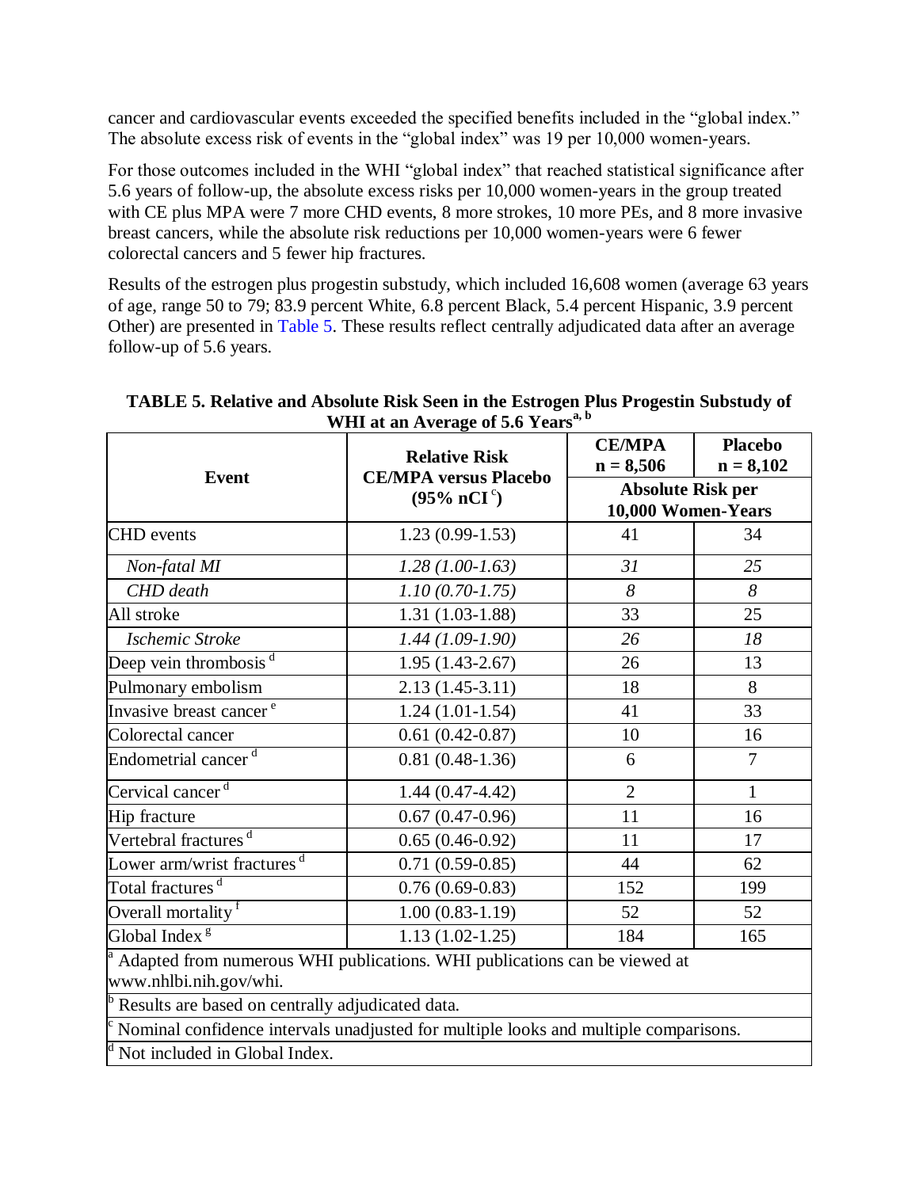cancer and cardiovascular events exceeded the specified benefits included in the "global index." The absolute excess risk of events in the "global index" was 19 per 10,000 women-years.

For those outcomes included in the WHI "global index" that reached statistical significance after 5.6 years of follow-up, the absolute excess risks per 10,000 women-years in the group treated with CE plus MPA were 7 more CHD events, 8 more strokes, 10 more PEs, and 8 more invasive breast cancers, while the absolute risk reductions per 10,000 women-years were 6 fewer colorectal cancers and 5 fewer hip fractures.

Results of the estrogen plus progestin substudy, which included 16,608 women (average 63 years of age, range 50 to 79; 83.9 percent White, 6.8 percent Black, 5.4 percent Hispanic, 3.9 percent Other) are presented in Table 5. These results reflect centrally adjudicated data after an average follow-up of 5.6 years.

**TABLE 5. Relative and Absolute Risk Seen in the Estrogen Plus Progestin Substudy of WHI at an Average of 5.6 Years[a, b]**

| Event | Relative Risk CE/MPA versus Placebo (95% nCI[c]) | CE/MPA n = 8,506 | Placebo n = 8,102 |
|---|---|---|---|
| | | Absolute Risk per 10,000 Women-Years | |
| CHD events | 1.23 (0.99-1.53) | 41 | 34 |
| *Non-fatal MI* | *1.28 (1.00-1.63)* | *31* | *25* |
| *CHD death* | *1.10 (0.70-1.75)* | *8* | *8* |
| All stroke | 1.31 (1.03-1.88) | 33 | 25 |
| *Ischemic Stroke* | *1.44 (1.09-1.90)* | *26* | *18* |
| Deep vein thrombosis[d] | 1.95 (1.43-2.67) | 26 | 13 |
| Pulmonary embolism | 2.13 (1.45-3.11) | 18 | 8 |
| Invasive breast cancer[e] | 1.24 (1.01-1.54) | 41 | 33 |
| Colorectal cancer | 0.61 (0.42-0.87) | 10 | 16 |
| Endometrial cancer[d] | 0.81 (0.48-1.36) | 6 | 7 |
| Cervical cancer[d] | 1.44 (0.47-4.42) | 2 | 1 |
| Hip fracture | 0.67 (0.47-0.96) | 11 | 16 |
| Vertebral fractures[d] | 0.65 (0.46-0.92) | 11 | 17 |
| Lower arm/wrist fractures[d] | 0.71 (0.59-0.85) | 44 | 62 |
| Total fractures[d] | 0.76 (0.69-0.83) | 152 | 199 |
| Overall mortality[f] | 1.00 (0.83-1.19) | 52 | 52 |
| Global Index[g] | 1.13 (1.02-1.25) | 184 | 165 |

[a] Adapted from numerous WHI publications. WHI publications can be viewed at www.nhlbi.nih.gov/whi.

[b] Results are based on centrally adjudicated data.

[c] Nominal confidence intervals unadjusted for multiple looks and multiple comparisons.

[d] Not included in Global Index.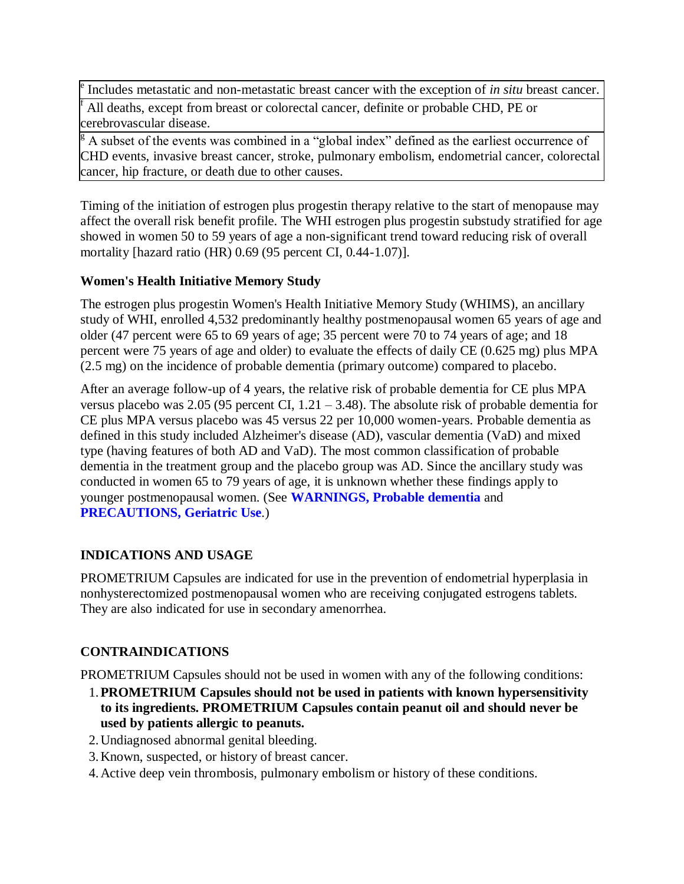| [e] Includes metastatic and non-metastatic breast cancer with the exception of *in situ* breast cancer. |
|---|
| [f] All deaths, except from breast or colorectal cancer, definite or probable CHD, PE or cerebrovascular disease. |
| [g] A subset of the events was combined in a "global index" defined as the earliest occurrence of CHD events, invasive breast cancer, stroke, pulmonary embolism, endometrial cancer, colorectal cancer, hip fracture, or death due to other causes. |

Timing of the initiation of estrogen plus progestin therapy relative to the start of menopause may affect the overall risk benefit profile. The WHI estrogen plus progestin substudy stratified for age showed in women 50 to 59 years of age a non-significant trend toward reducing risk of overall mortality [hazard ratio (HR) 0.69 (95 percent CI, 0.44-1.07)].

**Women's Health Initiative Memory Study**

The estrogen plus progestin Women's Health Initiative Memory Study (WHIMS), an ancillary study of WHI, enrolled 4,532 predominantly healthy postmenopausal women 65 years of age and older (47 percent were 65 to 69 years of age; 35 percent were 70 to 74 years of age; and 18 percent were 75 years of age and older) to evaluate the effects of daily CE (0.625 mg) plus MPA (2.5 mg) on the incidence of probable dementia (primary outcome) compared to placebo.

After an average follow-up of 4 years, the relative risk of probable dementia for CE plus MPA versus placebo was 2.05 (95 percent CI, 1.21 – 3.48). The absolute risk of probable dementia for CE plus MPA versus placebo was 45 versus 22 per 10,000 women-years. Probable dementia as defined in this study included Alzheimer's disease (AD), vascular dementia (VaD) and mixed type (having features of both AD and VaD). The most common classification of probable dementia in the treatment group and the placebo group was AD. Since the ancillary study was conducted in women 65 to 79 years of age, it is unknown whether these findings apply to younger postmenopausal women. (See **WARNINGS, Probable dementia** and **PRECAUTIONS, Geriatric Use**.)

## INDICATIONS AND USAGE

PROMETRIUM Capsules are indicated for use in the prevention of endometrial hyperplasia in nonhysterectomized postmenopausal women who are receiving conjugated estrogens tablets. They are also indicated for use in secondary amenorrhea.

## CONTRAINDICATIONS

PROMETRIUM Capsules should not be used in women with any of the following conditions:

1. **PROMETRIUM Capsules should not be used in patients with known hypersensitivity to its ingredients. PROMETRIUM Capsules contain peanut oil and should never be used by patients allergic to peanuts.**
2. Undiagnosed abnormal genital bleeding.
3. Known, suspected, or history of breast cancer.
4. Active deep vein thrombosis, pulmonary embolism or history of these conditions.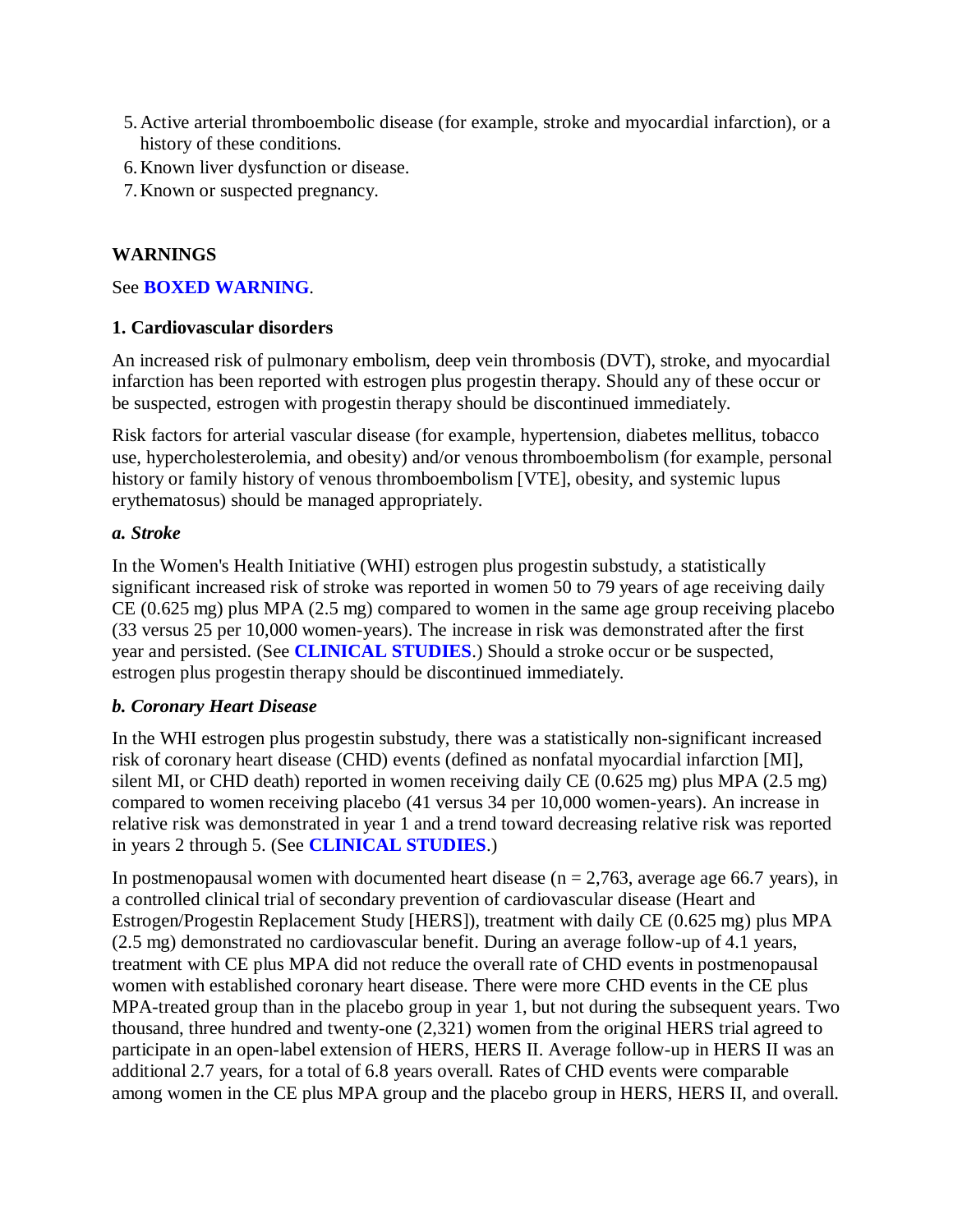5. Active arterial thromboembolic disease (for example, stroke and myocardial infarction), or a history of these conditions.
6. Known liver dysfunction or disease.
7. Known or suspected pregnancy.

## WARNINGS

See **BOXED WARNING**.

### 1. Cardiovascular disorders

An increased risk of pulmonary embolism, deep vein thrombosis (DVT), stroke, and myocardial infarction has been reported with estrogen plus progestin therapy. Should any of these occur or be suspected, estrogen with progestin therapy should be discontinued immediately.

Risk factors for arterial vascular disease (for example, hypertension, diabetes mellitus, tobacco use, hypercholesterolemia, and obesity) and/or venous thromboembolism (for example, personal history or family history of venous thromboembolism [VTE], obesity, and systemic lupus erythematosus) should be managed appropriately.

***a. Stroke***

In the Women's Health Initiative (WHI) estrogen plus progestin substudy, a statistically significant increased risk of stroke was reported in women 50 to 79 years of age receiving daily CE (0.625 mg) plus MPA (2.5 mg) compared to women in the same age group receiving placebo (33 versus 25 per 10,000 women-years). The increase in risk was demonstrated after the first year and persisted. (See **CLINICAL STUDIES**.) Should a stroke occur or be suspected, estrogen plus progestin therapy should be discontinued immediately.

***b. Coronary Heart Disease***

In the WHI estrogen plus progestin substudy, there was a statistically non-significant increased risk of coronary heart disease (CHD) events (defined as nonfatal myocardial infarction [MI], silent MI, or CHD death) reported in women receiving daily CE (0.625 mg) plus MPA (2.5 mg) compared to women receiving placebo (41 versus 34 per 10,000 women-years). An increase in relative risk was demonstrated in year 1 and a trend toward decreasing relative risk was reported in years 2 through 5. (See **CLINICAL STUDIES**.)

In postmenopausal women with documented heart disease (n = 2,763, average age 66.7 years), in a controlled clinical trial of secondary prevention of cardiovascular disease (Heart and Estrogen/Progestin Replacement Study [HERS]), treatment with daily CE (0.625 mg) plus MPA (2.5 mg) demonstrated no cardiovascular benefit. During an average follow-up of 4.1 years, treatment with CE plus MPA did not reduce the overall rate of CHD events in postmenopausal women with established coronary heart disease. There were more CHD events in the CE plus MPA-treated group than in the placebo group in year 1, but not during the subsequent years. Two thousand, three hundred and twenty-one (2,321) women from the original HERS trial agreed to participate in an open-label extension of HERS, HERS II. Average follow-up in HERS II was an additional 2.7 years, for a total of 6.8 years overall. Rates of CHD events were comparable among women in the CE plus MPA group and the placebo group in HERS, HERS II, and overall.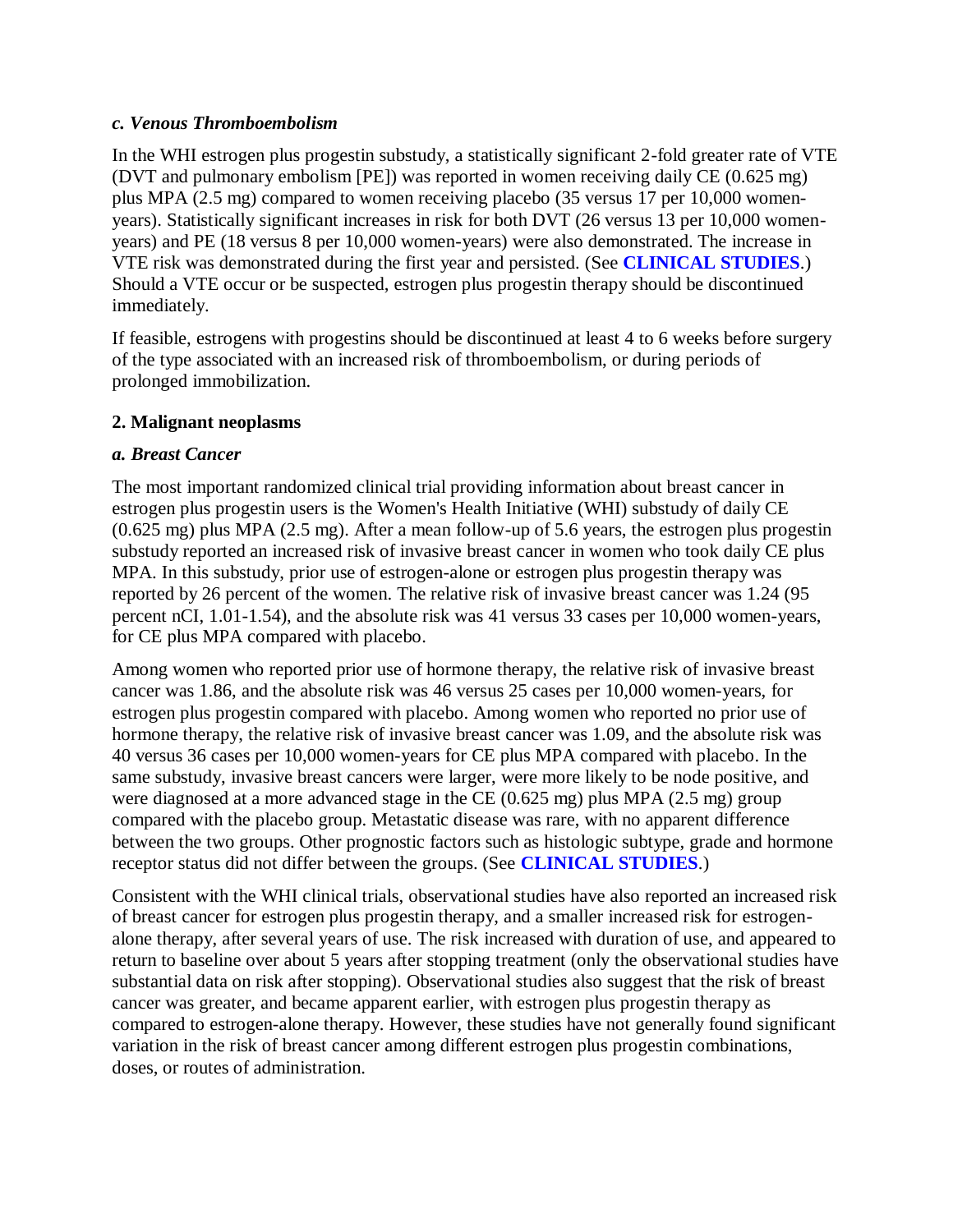### *c. Venous Thromboembolism*

In the WHI estrogen plus progestin substudy, a statistically significant 2-fold greater rate of VTE (DVT and pulmonary embolism [PE]) was reported in women receiving daily CE (0.625 mg) plus MPA (2.5 mg) compared to women receiving placebo (35 versus 17 per 10,000 women-years). Statistically significant increases in risk for both DVT (26 versus 13 per 10,000 women-years) and PE (18 versus 8 per 10,000 women-years) were also demonstrated. The increase in VTE risk was demonstrated during the first year and persisted. (See **CLINICAL STUDIES**.) Should a VTE occur or be suspected, estrogen plus progestin therapy should be discontinued immediately.

If feasible, estrogens with progestins should be discontinued at least 4 to 6 weeks before surgery of the type associated with an increased risk of thromboembolism, or during periods of prolonged immobilization.

## 2. Malignant neoplasms

### *a. Breast Cancer*

The most important randomized clinical trial providing information about breast cancer in estrogen plus progestin users is the Women's Health Initiative (WHI) substudy of daily CE (0.625 mg) plus MPA (2.5 mg). After a mean follow-up of 5.6 years, the estrogen plus progestin substudy reported an increased risk of invasive breast cancer in women who took daily CE plus MPA. In this substudy, prior use of estrogen-alone or estrogen plus progestin therapy was reported by 26 percent of the women. The relative risk of invasive breast cancer was 1.24 (95 percent nCI, 1.01-1.54), and the absolute risk was 41 versus 33 cases per 10,000 women-years, for CE plus MPA compared with placebo.

Among women who reported prior use of hormone therapy, the relative risk of invasive breast cancer was 1.86, and the absolute risk was 46 versus 25 cases per 10,000 women-years, for estrogen plus progestin compared with placebo. Among women who reported no prior use of hormone therapy, the relative risk of invasive breast cancer was 1.09, and the absolute risk was 40 versus 36 cases per 10,000 women-years for CE plus MPA compared with placebo. In the same substudy, invasive breast cancers were larger, were more likely to be node positive, and were diagnosed at a more advanced stage in the CE (0.625 mg) plus MPA (2.5 mg) group compared with the placebo group. Metastatic disease was rare, with no apparent difference between the two groups. Other prognostic factors such as histologic subtype, grade and hormone receptor status did not differ between the groups. (See **CLINICAL STUDIES**.)

Consistent with the WHI clinical trials, observational studies have also reported an increased risk of breast cancer for estrogen plus progestin therapy, and a smaller increased risk for estrogen-alone therapy, after several years of use. The risk increased with duration of use, and appeared to return to baseline over about 5 years after stopping treatment (only the observational studies have substantial data on risk after stopping). Observational studies also suggest that the risk of breast cancer was greater, and became apparent earlier, with estrogen plus progestin therapy as compared to estrogen-alone therapy. However, these studies have not generally found significant variation in the risk of breast cancer among different estrogen plus progestin combinations, doses, or routes of administration.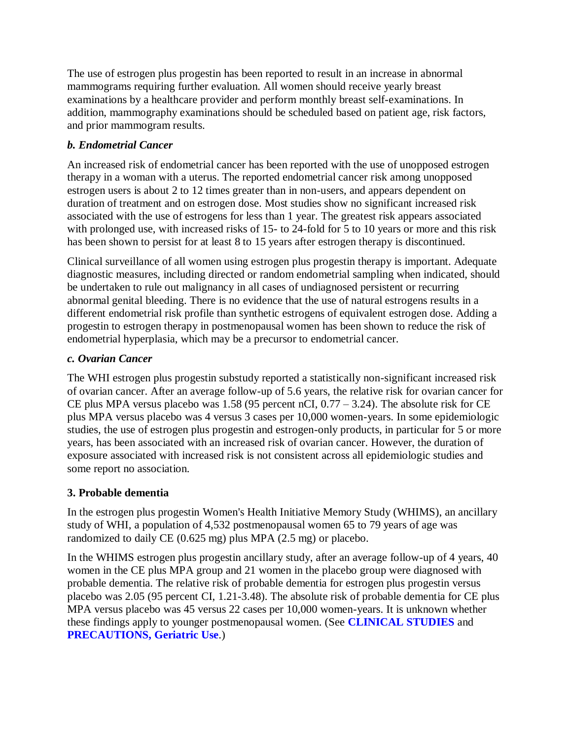The use of estrogen plus progestin has been reported to result in an increase in abnormal mammograms requiring further evaluation. All women should receive yearly breast examinations by a healthcare provider and perform monthly breast self-examinations. In addition, mammography examinations should be scheduled based on patient age, risk factors, and prior mammogram results.

***b. Endometrial Cancer***

An increased risk of endometrial cancer has been reported with the use of unopposed estrogen therapy in a woman with a uterus. The reported endometrial cancer risk among unopposed estrogen users is about 2 to 12 times greater than in non-users, and appears dependent on duration of treatment and on estrogen dose. Most studies show no significant increased risk associated with the use of estrogens for less than 1 year. The greatest risk appears associated with prolonged use, with increased risks of 15- to 24-fold for 5 to 10 years or more and this risk has been shown to persist for at least 8 to 15 years after estrogen therapy is discontinued.

Clinical surveillance of all women using estrogen plus progestin therapy is important. Adequate diagnostic measures, including directed or random endometrial sampling when indicated, should be undertaken to rule out malignancy in all cases of undiagnosed persistent or recurring abnormal genital bleeding. There is no evidence that the use of natural estrogens results in a different endometrial risk profile than synthetic estrogens of equivalent estrogen dose. Adding a progestin to estrogen therapy in postmenopausal women has been shown to reduce the risk of endometrial hyperplasia, which may be a precursor to endometrial cancer.

***c. Ovarian Cancer***

The WHI estrogen plus progestin substudy reported a statistically non-significant increased risk of ovarian cancer. After an average follow-up of 5.6 years, the relative risk for ovarian cancer for CE plus MPA versus placebo was 1.58 (95 percent nCI, 0.77 – 3.24). The absolute risk for CE plus MPA versus placebo was 4 versus 3 cases per 10,000 women-years. In some epidemiologic studies, the use of estrogen plus progestin and estrogen-only products, in particular for 5 or more years, has been associated with an increased risk of ovarian cancer. However, the duration of exposure associated with increased risk is not consistent across all epidemiologic studies and some report no association.

**3. Probable dementia**

In the estrogen plus progestin Women's Health Initiative Memory Study (WHIMS), an ancillary study of WHI, a population of 4,532 postmenopausal women 65 to 79 years of age was randomized to daily CE (0.625 mg) plus MPA (2.5 mg) or placebo.

In the WHIMS estrogen plus progestin ancillary study, after an average follow-up of 4 years, 40 women in the CE plus MPA group and 21 women in the placebo group were diagnosed with probable dementia. The relative risk of probable dementia for estrogen plus progestin versus placebo was 2.05 (95 percent CI, 1.21-3.48). The absolute risk of probable dementia for CE plus MPA versus placebo was 45 versus 22 cases per 10,000 women-years. It is unknown whether these findings apply to younger postmenopausal women. (See **CLINICAL STUDIES** and **PRECAUTIONS, Geriatric Use**.)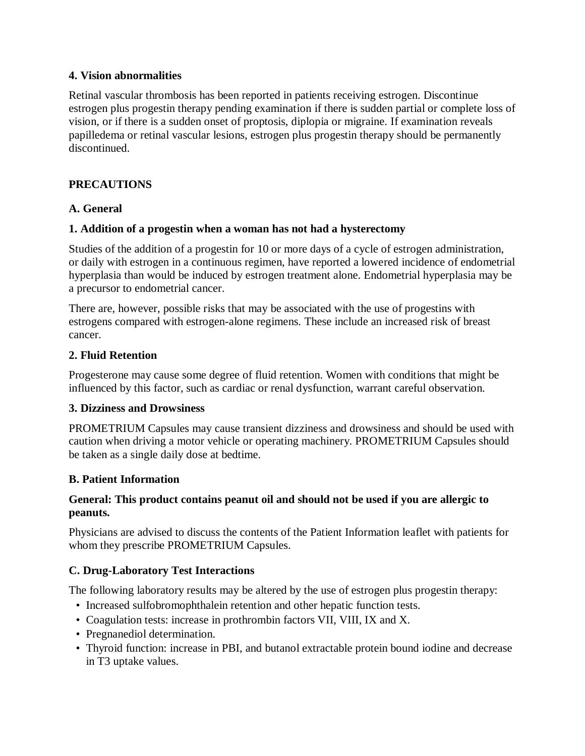**4. Vision abnormalities**

Retinal vascular thrombosis has been reported in patients receiving estrogen. Discontinue estrogen plus progestin therapy pending examination if there is sudden partial or complete loss of vision, or if there is a sudden onset of proptosis, diplopia or migraine. If examination reveals papilledema or retinal vascular lesions, estrogen plus progestin therapy should be permanently discontinued.

## PRECAUTIONS

### A. General

**1. Addition of a progestin when a woman has not had a hysterectomy**

Studies of the addition of a progestin for 10 or more days of a cycle of estrogen administration, or daily with estrogen in a continuous regimen, have reported a lowered incidence of endometrial hyperplasia than would be induced by estrogen treatment alone. Endometrial hyperplasia may be a precursor to endometrial cancer.

There are, however, possible risks that may be associated with the use of progestins with estrogens compared with estrogen-alone regimens. These include an increased risk of breast cancer.

**2. Fluid Retention**

Progesterone may cause some degree of fluid retention. Women with conditions that might be influenced by this factor, such as cardiac or renal dysfunction, warrant careful observation.

**3. Dizziness and Drowsiness**

PROMETRIUM Capsules may cause transient dizziness and drowsiness and should be used with caution when driving a motor vehicle or operating machinery. PROMETRIUM Capsules should be taken as a single daily dose at bedtime.

### B. Patient Information

**General: This product contains peanut oil and should not be used if you are allergic to peanuts.**

Physicians are advised to discuss the contents of the Patient Information leaflet with patients for whom they prescribe PROMETRIUM Capsules.

### C. Drug-Laboratory Test Interactions

The following laboratory results may be altered by the use of estrogen plus progestin therapy:

- Increased sulfobromophthalein retention and other hepatic function tests.
- Coagulation tests: increase in prothrombin factors VII, VIII, IX and X.
- Pregnanediol determination.
- Thyroid function: increase in PBI, and butanol extractable protein bound iodine and decrease in T3 uptake values.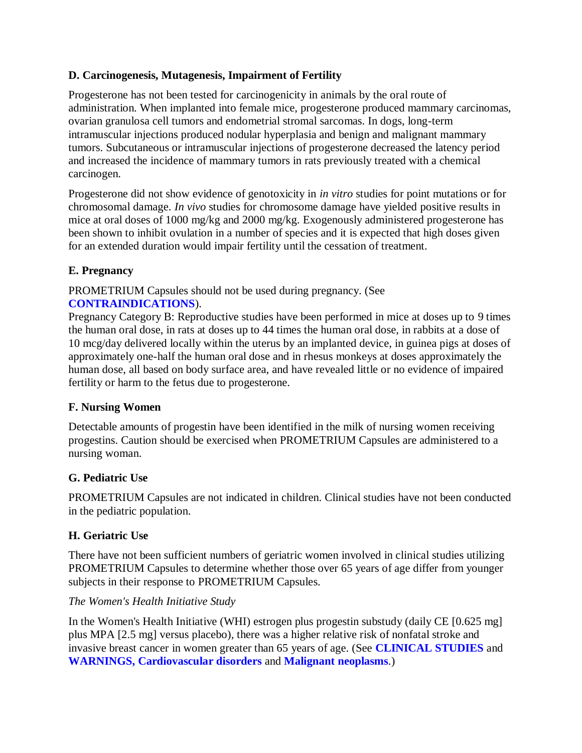### D. Carcinogenesis, Mutagenesis, Impairment of Fertility

Progesterone has not been tested for carcinogenicity in animals by the oral route of administration. When implanted into female mice, progesterone produced mammary carcinomas, ovarian granulosa cell tumors and endometrial stromal sarcomas. In dogs, long-term intramuscular injections produced nodular hyperplasia and benign and malignant mammary tumors. Subcutaneous or intramuscular injections of progesterone decreased the latency period and increased the incidence of mammary tumors in rats previously treated with a chemical carcinogen.

Progesterone did not show evidence of genotoxicity in *in vitro* studies for point mutations or for chromosomal damage. *In vivo* studies for chromosome damage have yielded positive results in mice at oral doses of 1000 mg/kg and 2000 mg/kg. Exogenously administered progesterone has been shown to inhibit ovulation in a number of species and it is expected that high doses given for an extended duration would impair fertility until the cessation of treatment.

### E. Pregnancy

PROMETRIUM Capsules should not be used during pregnancy. (See **CONTRAINDICATIONS**).
Pregnancy Category B: Reproductive studies have been performed in mice at doses up to 9 times the human oral dose, in rats at doses up to 44 times the human oral dose, in rabbits at a dose of 10 mcg/day delivered locally within the uterus by an implanted device, in guinea pigs at doses of approximately one-half the human oral dose and in rhesus monkeys at doses approximately the human dose, all based on body surface area, and have revealed little or no evidence of impaired fertility or harm to the fetus due to progesterone.

### F. Nursing Women

Detectable amounts of progestin have been identified in the milk of nursing women receiving progestins. Caution should be exercised when PROMETRIUM Capsules are administered to a nursing woman.

### G. Pediatric Use

PROMETRIUM Capsules are not indicated in children. Clinical studies have not been conducted in the pediatric population.

### H. Geriatric Use

There have not been sufficient numbers of geriatric women involved in clinical studies utilizing PROMETRIUM Capsules to determine whether those over 65 years of age differ from younger subjects in their response to PROMETRIUM Capsules.

*The Women's Health Initiative Study*

In the Women's Health Initiative (WHI) estrogen plus progestin substudy (daily CE [0.625 mg] plus MPA [2.5 mg] versus placebo), there was a higher relative risk of nonfatal stroke and invasive breast cancer in women greater than 65 years of age. (See **CLINICAL STUDIES** and **WARNINGS, Cardiovascular disorders** and **Malignant neoplasms**.)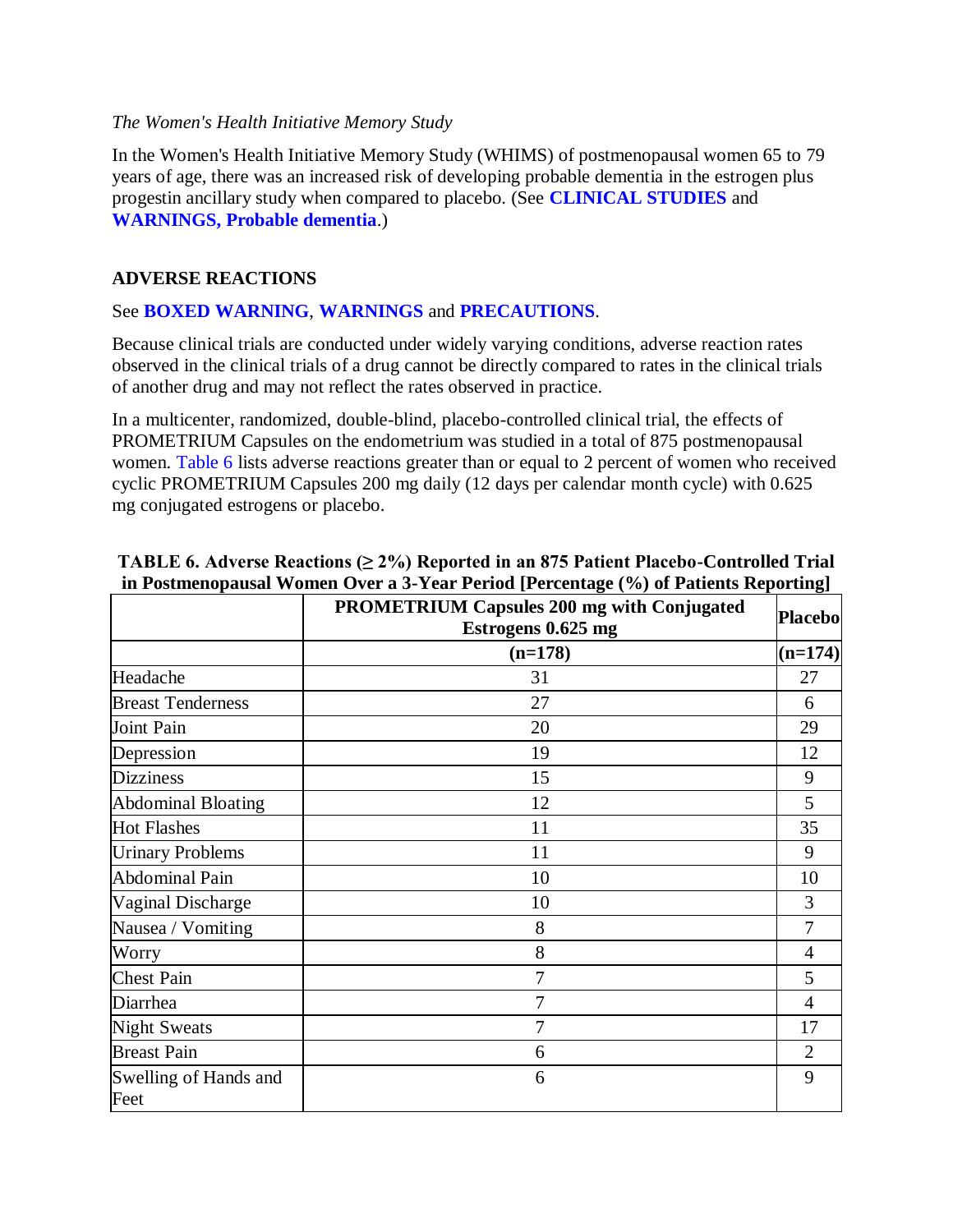*The Women's Health Initiative Memory Study*

In the Women's Health Initiative Memory Study (WHIMS) of postmenopausal women 65 to 79 years of age, there was an increased risk of developing probable dementia in the estrogen plus progestin ancillary study when compared to placebo. (See **CLINICAL STUDIES** and **WARNINGS, Probable dementia**.)

## ADVERSE REACTIONS

See **BOXED WARNING**, **WARNINGS** and **PRECAUTIONS**.

Because clinical trials are conducted under widely varying conditions, adverse reaction rates observed in the clinical trials of a drug cannot be directly compared to rates in the clinical trials of another drug and may not reflect the rates observed in practice.

In a multicenter, randomized, double-blind, placebo-controlled clinical trial, the effects of PROMETRIUM Capsules on the endometrium was studied in a total of 875 postmenopausal women. Table 6 lists adverse reactions greater than or equal to 2 percent of women who received cyclic PROMETRIUM Capsules 200 mg daily (12 days per calendar month cycle) with 0.625 mg conjugated estrogens or placebo.

**TABLE 6. Adverse Reactions (≥ 2%) Reported in an 875 Patient Placebo-Controlled Trial in Postmenopausal Women Over a 3-Year Period [Percentage (%) of Patients Reporting]**

| | PROMETRIUM Capsules 200 mg with Conjugated Estrogens 0.625 mg | Placebo |
|---|---|---|
| | (n=178) | (n=174) |
| Headache | 31 | 27 |
| Breast Tenderness | 27 | 6 |
| Joint Pain | 20 | 29 |
| Depression | 19 | 12 |
| Dizziness | 15 | 9 |
| Abdominal Bloating | 12 | 5 |
| Hot Flashes | 11 | 35 |
| Urinary Problems | 11 | 9 |
| Abdominal Pain | 10 | 10 |
| Vaginal Discharge | 10 | 3 |
| Nausea / Vomiting | 8 | 7 |
| Worry | 8 | 4 |
| Chest Pain | 7 | 5 |
| Diarrhea | 7 | 4 |
| Night Sweats | 7 | 17 |
| Breast Pain | 6 | 2 |
| Swelling of Hands and Feet | 6 | 9 |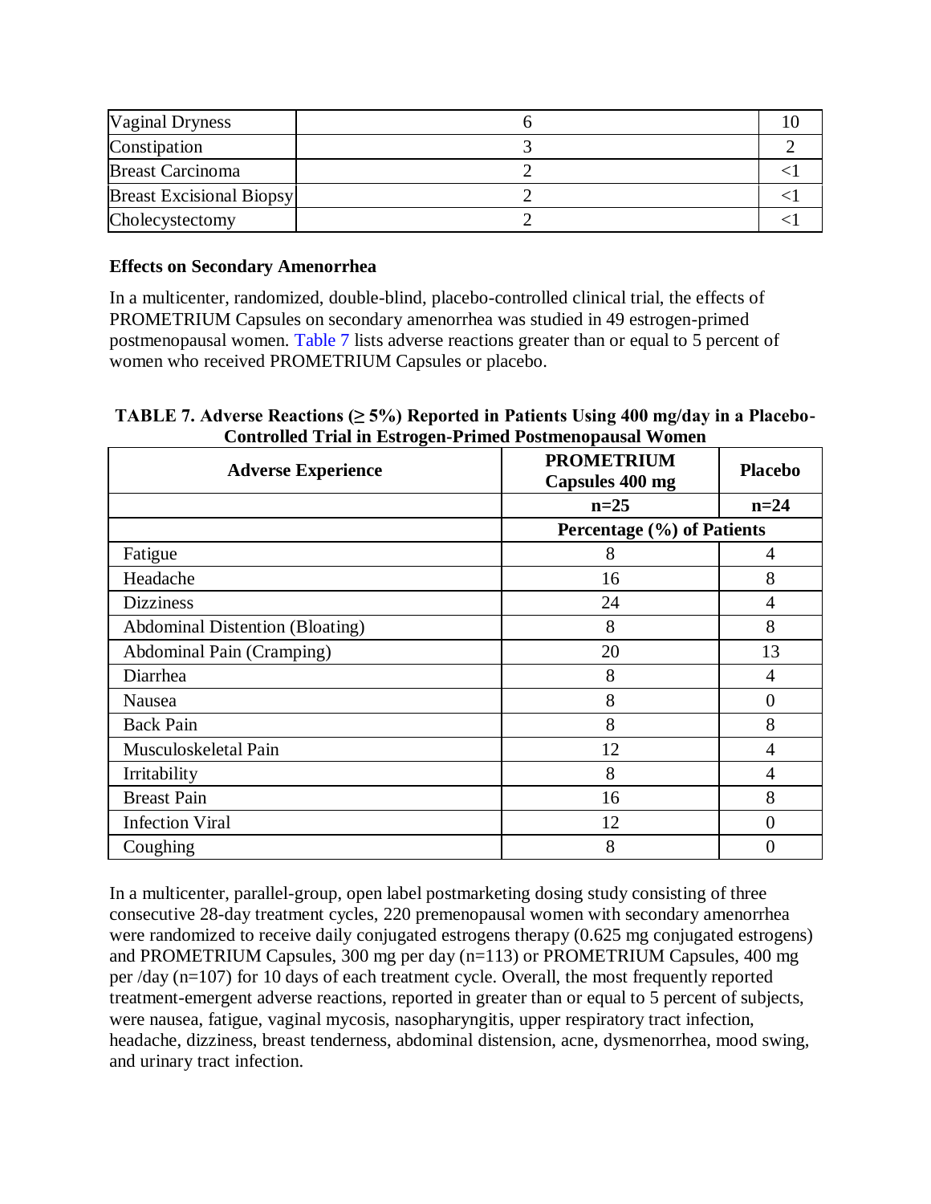| | | |
|---|---|---|
| Vaginal Dryness | 6 | 10 |
| Constipation | 3 | 2 |
| Breast Carcinoma | 2 | <1 |
| Breast Excisional Biopsy | 2 | <1 |
| Cholecystectomy | 2 | <1 |

**Effects on Secondary Amenorrhea**

In a multicenter, randomized, double-blind, placebo-controlled clinical trial, the effects of PROMETRIUM Capsules on secondary amenorrhea was studied in 49 estrogen-primed postmenopausal women. Table 7 lists adverse reactions greater than or equal to 5 percent of women who received PROMETRIUM Capsules or placebo.

**TABLE 7. Adverse Reactions (≥ 5%) Reported in Patients Using 400 mg/day in a Placebo-Controlled Trial in Estrogen-Primed Postmenopausal Women**

| Adverse Experience | PROMETRIUM Capsules 400 mg | Placebo |
|---|---|---|
| | n=25 | n=24 |
| | Percentage (%) of Patients | |
| Fatigue | 8 | 4 |
| Headache | 16 | 8 |
| Dizziness | 24 | 4 |
| Abdominal Distention (Bloating) | 8 | 8 |
| Abdominal Pain (Cramping) | 20 | 13 |
| Diarrhea | 8 | 4 |
| Nausea | 8 | 0 |
| Back Pain | 8 | 8 |
| Musculoskeletal Pain | 12 | 4 |
| Irritability | 8 | 4 |
| Breast Pain | 16 | 8 |
| Infection Viral | 12 | 0 |
| Coughing | 8 | 0 |

In a multicenter, parallel-group, open label postmarketing dosing study consisting of three consecutive 28-day treatment cycles, 220 premenopausal women with secondary amenorrhea were randomized to receive daily conjugated estrogens therapy (0.625 mg conjugated estrogens) and PROMETRIUM Capsules, 300 mg per day (n=113) or PROMETRIUM Capsules, 400 mg per /day (n=107) for 10 days of each treatment cycle. Overall, the most frequently reported treatment-emergent adverse reactions, reported in greater than or equal to 5 percent of subjects, were nausea, fatigue, vaginal mycosis, nasopharyngitis, upper respiratory tract infection, headache, dizziness, breast tenderness, abdominal distension, acne, dysmenorrhea, mood swing, and urinary tract infection.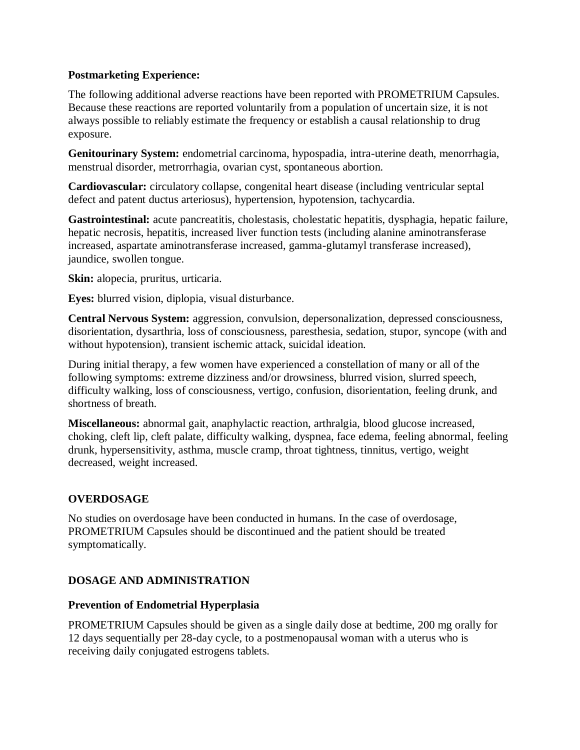**Postmarketing Experience:**

The following additional adverse reactions have been reported with PROMETRIUM Capsules. Because these reactions are reported voluntarily from a population of uncertain size, it is not always possible to reliably estimate the frequency or establish a causal relationship to drug exposure.

**Genitourinary System:** endometrial carcinoma, hypospadia, intra-uterine death, menorrhagia, menstrual disorder, metrorrhagia, ovarian cyst, spontaneous abortion.

**Cardiovascular:** circulatory collapse, congenital heart disease (including ventricular septal defect and patent ductus arteriosus), hypertension, hypotension, tachycardia.

**Gastrointestinal:** acute pancreatitis, cholestasis, cholestatic hepatitis, dysphagia, hepatic failure, hepatic necrosis, hepatitis, increased liver function tests (including alanine aminotransferase increased, aspartate aminotransferase increased, gamma-glutamyl transferase increased), jaundice, swollen tongue.

**Skin:** alopecia, pruritus, urticaria.

**Eyes:** blurred vision, diplopia, visual disturbance.

**Central Nervous System:** aggression, convulsion, depersonalization, depressed consciousness, disorientation, dysarthria, loss of consciousness, paresthesia, sedation, stupor, syncope (with and without hypotension), transient ischemic attack, suicidal ideation.

During initial therapy, a few women have experienced a constellation of many or all of the following symptoms: extreme dizziness and/or drowsiness, blurred vision, slurred speech, difficulty walking, loss of consciousness, vertigo, confusion, disorientation, feeling drunk, and shortness of breath.

**Miscellaneous:** abnormal gait, anaphylactic reaction, arthralgia, blood glucose increased, choking, cleft lip, cleft palate, difficulty walking, dyspnea, face edema, feeling abnormal, feeling drunk, hypersensitivity, asthma, muscle cramp, throat tightness, tinnitus, vertigo, weight decreased, weight increased.

## OVERDOSAGE

No studies on overdosage have been conducted in humans. In the case of overdosage, PROMETRIUM Capsules should be discontinued and the patient should be treated symptomatically.

## DOSAGE AND ADMINISTRATION

### Prevention of Endometrial Hyperplasia

PROMETRIUM Capsules should be given as a single daily dose at bedtime, 200 mg orally for 12 days sequentially per 28-day cycle, to a postmenopausal woman with a uterus who is receiving daily conjugated estrogens tablets.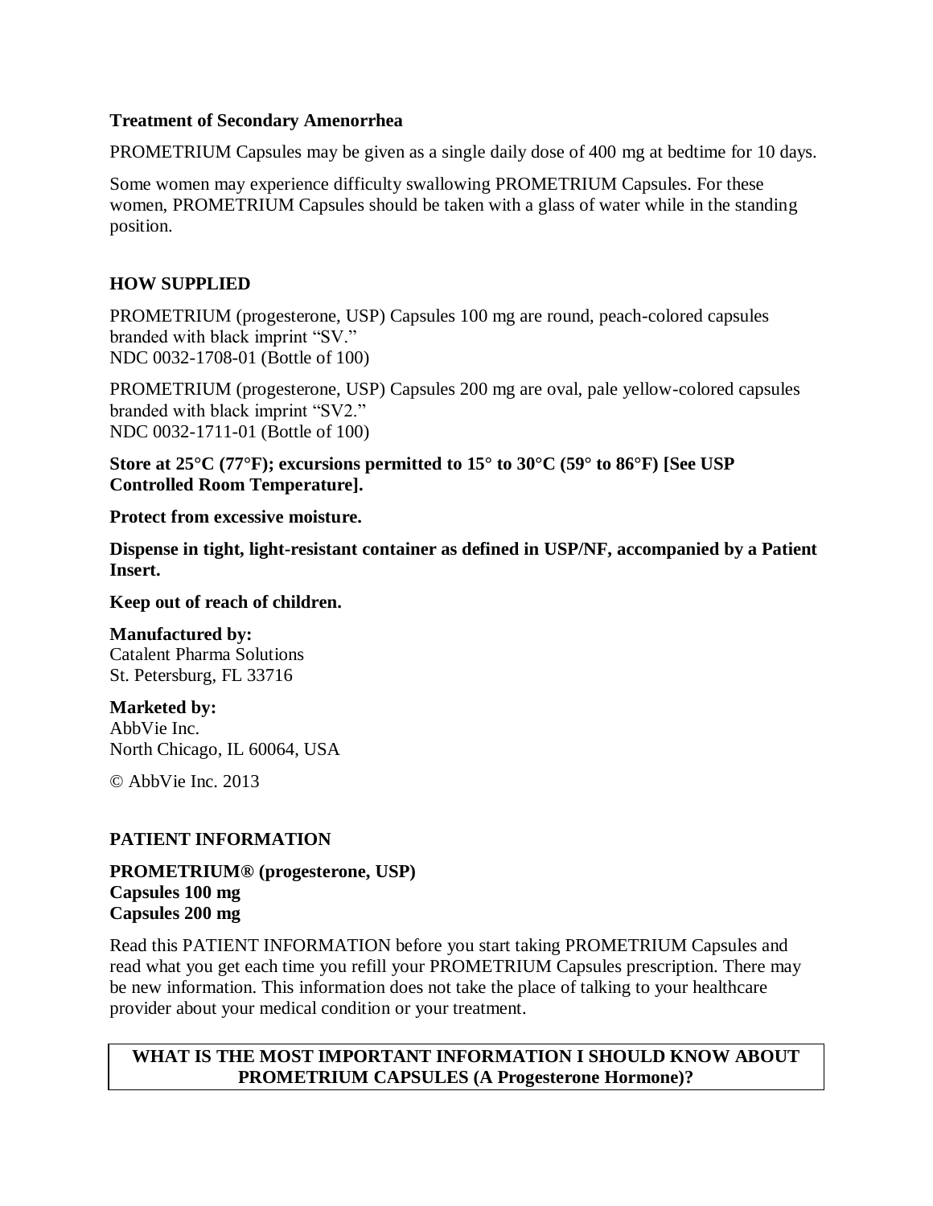### Treatment of Secondary Amenorrhea

PROMETRIUM Capsules may be given as a single daily dose of 400 mg at bedtime for 10 days.

Some women may experience difficulty swallowing PROMETRIUM Capsules. For these women, PROMETRIUM Capsules should be taken with a glass of water while in the standing position.

## HOW SUPPLIED

PROMETRIUM (progesterone, USP) Capsules 100 mg are round, peach-colored capsules branded with black imprint "SV."
NDC 0032-1708-01 (Bottle of 100)

PROMETRIUM (progesterone, USP) Capsules 200 mg are oval, pale yellow-colored capsules branded with black imprint "SV2."
NDC 0032-1711-01 (Bottle of 100)

**Store at 25°C (77°F); excursions permitted to 15° to 30°C (59° to 86°F) [See USP Controlled Room Temperature].**

**Protect from excessive moisture.**

**Dispense in tight, light-resistant container as defined in USP/NF, accompanied by a Patient Insert.**

**Keep out of reach of children.**

**Manufactured by:**
Catalent Pharma Solutions
St. Petersburg, FL 33716

**Marketed by:**
AbbVie Inc.
North Chicago, IL 60064, USA

© AbbVie Inc. 2013

## PATIENT INFORMATION

**PROMETRIUM® (progesterone, USP)**
**Capsules 100 mg**
**Capsules 200 mg**

Read this PATIENT INFORMATION before you start taking PROMETRIUM Capsules and read what you get each time you refill your PROMETRIUM Capsules prescription. There may be new information. This information does not take the place of talking to your healthcare provider about your medical condition or your treatment.

| WHAT IS THE MOST IMPORTANT INFORMATION I SHOULD KNOW ABOUT PROMETRIUM CAPSULES (A Progesterone Hormone)? |
| --- |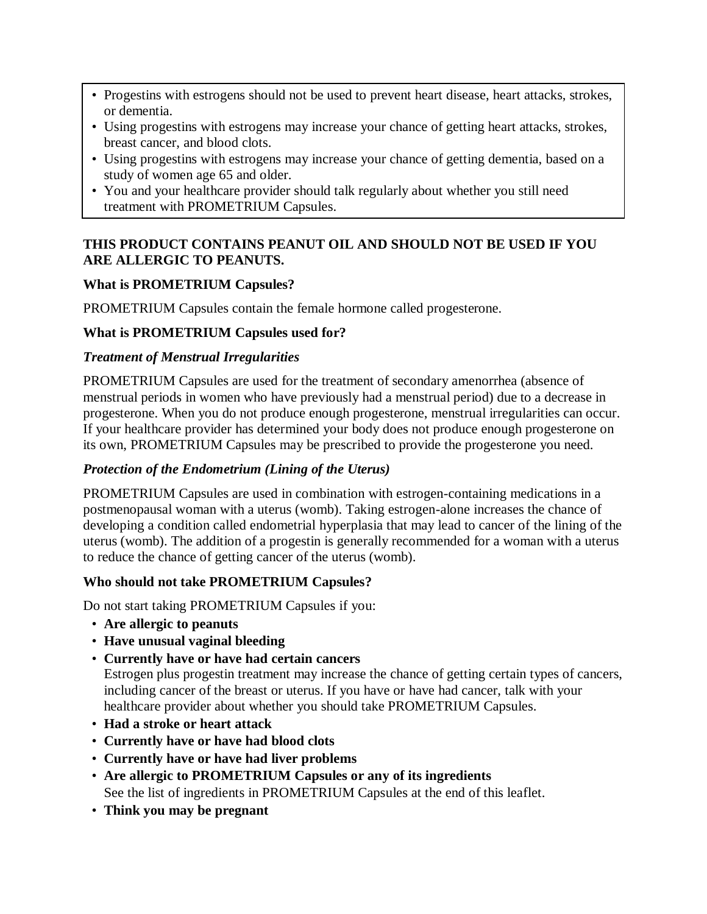- Progestins with estrogens should not be used to prevent heart disease, heart attacks, strokes, or dementia.
- Using progestins with estrogens may increase your chance of getting heart attacks, strokes, breast cancer, and blood clots.
- Using progestins with estrogens may increase your chance of getting dementia, based on a study of women age 65 and older.
- You and your healthcare provider should talk regularly about whether you still need treatment with PROMETRIUM Capsules.

**THIS PRODUCT CONTAINS PEANUT OIL AND SHOULD NOT BE USED IF YOU ARE ALLERGIC TO PEANUTS.**

**What is PROMETRIUM Capsules?**

PROMETRIUM Capsules contain the female hormone called progesterone.

**What is PROMETRIUM Capsules used for?**

***Treatment of Menstrual Irregularities***

PROMETRIUM Capsules are used for the treatment of secondary amenorrhea (absence of menstrual periods in women who have previously had a menstrual period) due to a decrease in progesterone. When you do not produce enough progesterone, menstrual irregularities can occur. If your healthcare provider has determined your body does not produce enough progesterone on its own, PROMETRIUM Capsules may be prescribed to provide the progesterone you need.

***Protection of the Endometrium (Lining of the Uterus)***

PROMETRIUM Capsules are used in combination with estrogen-containing medications in a postmenopausal woman with a uterus (womb). Taking estrogen-alone increases the chance of developing a condition called endometrial hyperplasia that may lead to cancer of the lining of the uterus (womb). The addition of a progestin is generally recommended for a woman with a uterus to reduce the chance of getting cancer of the uterus (womb).

**Who should not take PROMETRIUM Capsules?**

Do not start taking PROMETRIUM Capsules if you:

- **Are allergic to peanuts**
- **Have unusual vaginal bleeding**
- **Currently have or have had certain cancers**
  Estrogen plus progestin treatment may increase the chance of getting certain types of cancers, including cancer of the breast or uterus. If you have or have had cancer, talk with your healthcare provider about whether you should take PROMETRIUM Capsules.
- **Had a stroke or heart attack**
- **Currently have or have had blood clots**
- **Currently have or have had liver problems**
- **Are allergic to PROMETRIUM Capsules or any of its ingredients**
  See the list of ingredients in PROMETRIUM Capsules at the end of this leaflet.
- **Think you may be pregnant**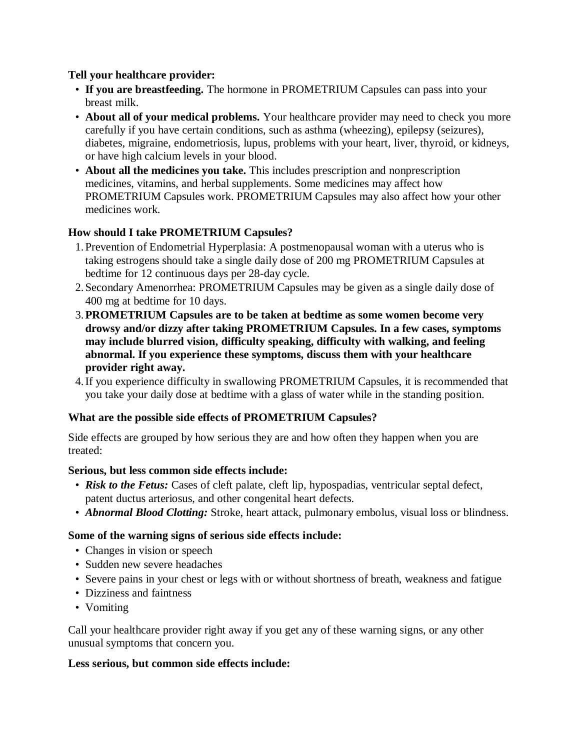**Tell your healthcare provider:**

- **If you are breastfeeding.** The hormone in PROMETRIUM Capsules can pass into your breast milk.
- **About all of your medical problems.** Your healthcare provider may need to check you more carefully if you have certain conditions, such as asthma (wheezing), epilepsy (seizures), diabetes, migraine, endometriosis, lupus, problems with your heart, liver, thyroid, or kidneys, or have high calcium levels in your blood.
- **About all the medicines you take.** This includes prescription and nonprescription medicines, vitamins, and herbal supplements. Some medicines may affect how PROMETRIUM Capsules work. PROMETRIUM Capsules may also affect how your other medicines work.

**How should I take PROMETRIUM Capsules?**

1. Prevention of Endometrial Hyperplasia: A postmenopausal woman with a uterus who is taking estrogens should take a single daily dose of 200 mg PROMETRIUM Capsules at bedtime for 12 continuous days per 28-day cycle.
2. Secondary Amenorrhea: PROMETRIUM Capsules may be given as a single daily dose of 400 mg at bedtime for 10 days.
3. **PROMETRIUM Capsules are to be taken at bedtime as some women become very drowsy and/or dizzy after taking PROMETRIUM Capsules. In a few cases, symptoms may include blurred vision, difficulty speaking, difficulty with walking, and feeling abnormal. If you experience these symptoms, discuss them with your healthcare provider right away.**
4. If you experience difficulty in swallowing PROMETRIUM Capsules, it is recommended that you take your daily dose at bedtime with a glass of water while in the standing position.

**What are the possible side effects of PROMETRIUM Capsules?**

Side effects are grouped by how serious they are and how often they happen when you are treated:

**Serious, but less common side effects include:**

- ***Risk to the Fetus:*** Cases of cleft palate, cleft lip, hypospadias, ventricular septal defect, patent ductus arteriosus, and other congenital heart defects.
- ***Abnormal Blood Clotting:*** Stroke, heart attack, pulmonary embolus, visual loss or blindness.

**Some of the warning signs of serious side effects include:**

- Changes in vision or speech
- Sudden new severe headaches
- Severe pains in your chest or legs with or without shortness of breath, weakness and fatigue
- Dizziness and faintness
- Vomiting

Call your healthcare provider right away if you get any of these warning signs, or any other unusual symptoms that concern you.

**Less serious, but common side effects include:**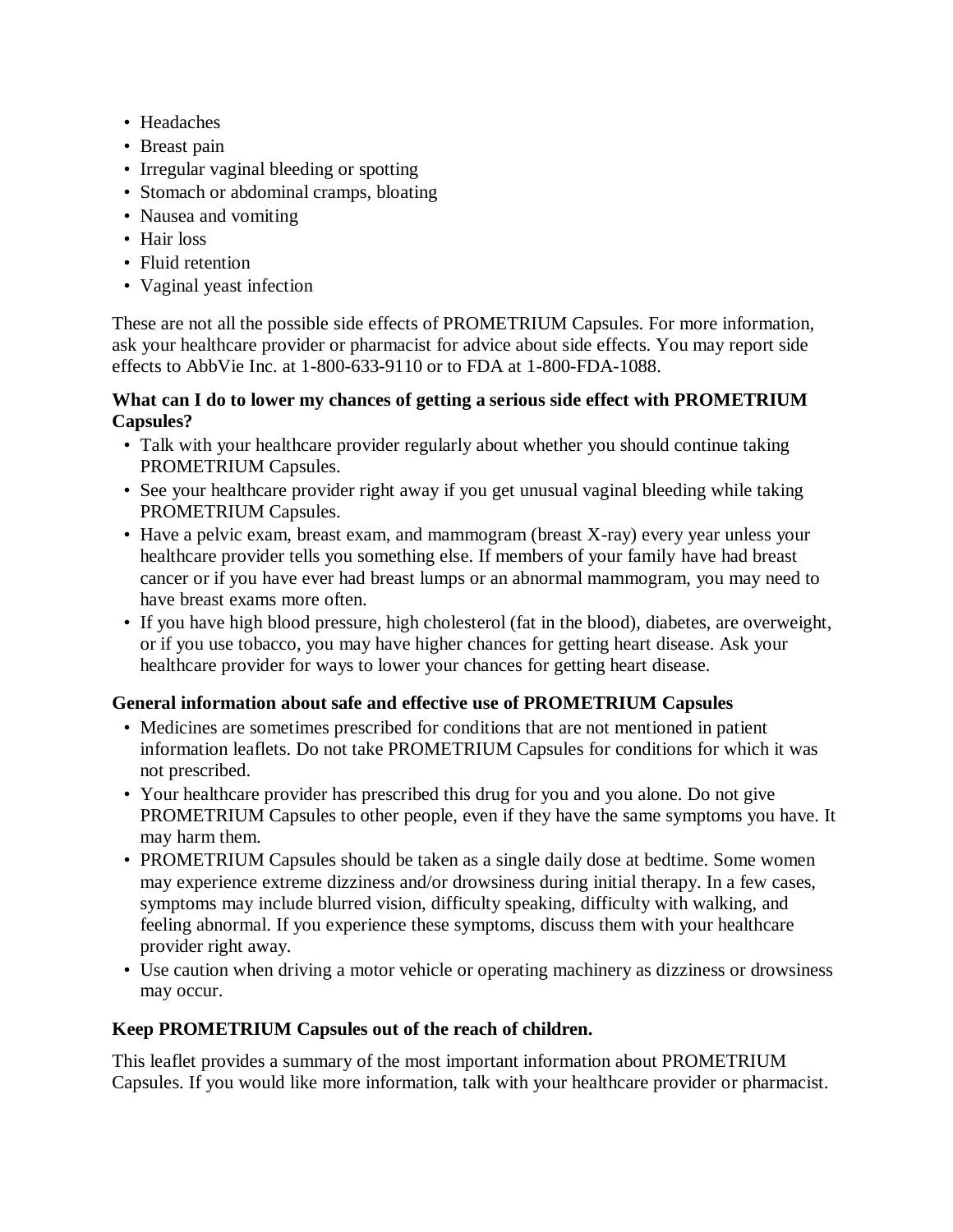- Headaches
- Breast pain
- Irregular vaginal bleeding or spotting
- Stomach or abdominal cramps, bloating
- Nausea and vomiting
- Hair loss
- Fluid retention
- Vaginal yeast infection

These are not all the possible side effects of PROMETRIUM Capsules. For more information, ask your healthcare provider or pharmacist for advice about side effects. You may report side effects to AbbVie Inc. at 1-800-633-9110 or to FDA at 1-800-FDA-1088.

**What can I do to lower my chances of getting a serious side effect with PROMETRIUM Capsules?**

- Talk with your healthcare provider regularly about whether you should continue taking PROMETRIUM Capsules.
- See your healthcare provider right away if you get unusual vaginal bleeding while taking PROMETRIUM Capsules.
- Have a pelvic exam, breast exam, and mammogram (breast X-ray) every year unless your healthcare provider tells you something else. If members of your family have had breast cancer or if you have ever had breast lumps or an abnormal mammogram, you may need to have breast exams more often.
- If you have high blood pressure, high cholesterol (fat in the blood), diabetes, are overweight, or if you use tobacco, you may have higher chances for getting heart disease. Ask your healthcare provider for ways to lower your chances for getting heart disease.

**General information about safe and effective use of PROMETRIUM Capsules**

- Medicines are sometimes prescribed for conditions that are not mentioned in patient information leaflets. Do not take PROMETRIUM Capsules for conditions for which it was not prescribed.
- Your healthcare provider has prescribed this drug for you and you alone. Do not give PROMETRIUM Capsules to other people, even if they have the same symptoms you have. It may harm them.
- PROMETRIUM Capsules should be taken as a single daily dose at bedtime. Some women may experience extreme dizziness and/or drowsiness during initial therapy. In a few cases, symptoms may include blurred vision, difficulty speaking, difficulty with walking, and feeling abnormal. If you experience these symptoms, discuss them with your healthcare provider right away.
- Use caution when driving a motor vehicle or operating machinery as dizziness or drowsiness may occur.

**Keep PROMETRIUM Capsules out of the reach of children.**

This leaflet provides a summary of the most important information about PROMETRIUM Capsules. If you would like more information, talk with your healthcare provider or pharmacist.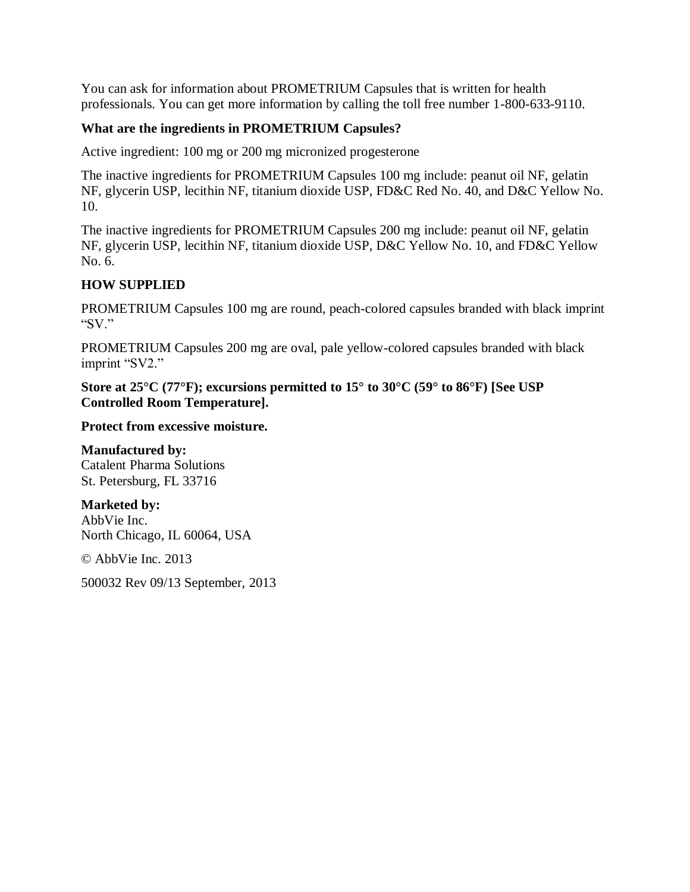You can ask for information about PROMETRIUM Capsules that is written for health professionals. You can get more information by calling the toll free number 1-800-633-9110.

**What are the ingredients in PROMETRIUM Capsules?**

Active ingredient: 100 mg or 200 mg micronized progesterone

The inactive ingredients for PROMETRIUM Capsules 100 mg include: peanut oil NF, gelatin NF, glycerin USP, lecithin NF, titanium dioxide USP, FD&C Red No. 40, and D&C Yellow No. 10.

The inactive ingredients for PROMETRIUM Capsules 200 mg include: peanut oil NF, gelatin NF, glycerin USP, lecithin NF, titanium dioxide USP, D&C Yellow No. 10, and FD&C Yellow No. 6.

**HOW SUPPLIED**

PROMETRIUM Capsules 100 mg are round, peach-colored capsules branded with black imprint "SV."

PROMETRIUM Capsules 200 mg are oval, pale yellow-colored capsules branded with black imprint "SV2."

**Store at 25°C (77°F); excursions permitted to 15° to 30°C (59° to 86°F) [See USP Controlled Room Temperature].**

**Protect from excessive moisture.**

**Manufactured by:**
Catalent Pharma Solutions
St. Petersburg, FL 33716

**Marketed by:**
AbbVie Inc.
North Chicago, IL 60064, USA

© AbbVie Inc. 2013

500032 Rev 09/13 September, 2013